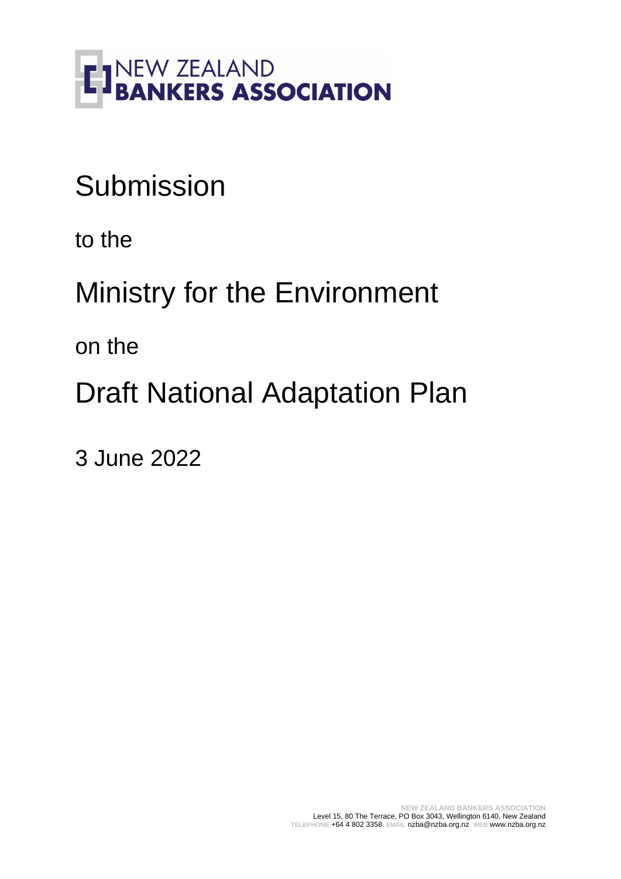NEW ZEALAND
**BANKERS ASSOCIATION**

# Submission

to the

# Ministry for the Environment

on the

# Draft National Adaptation Plan

3 June 2022

NEW ZEALAND BANKERS ASSOCIATION
Level 15, 80 The Terrace, PO Box 3043, Wellington 6140, New Zealand
TELEPHONE +64 4 802 3358 EMAIL nzba@nzba.org.nz WEB www.nzba.org.nz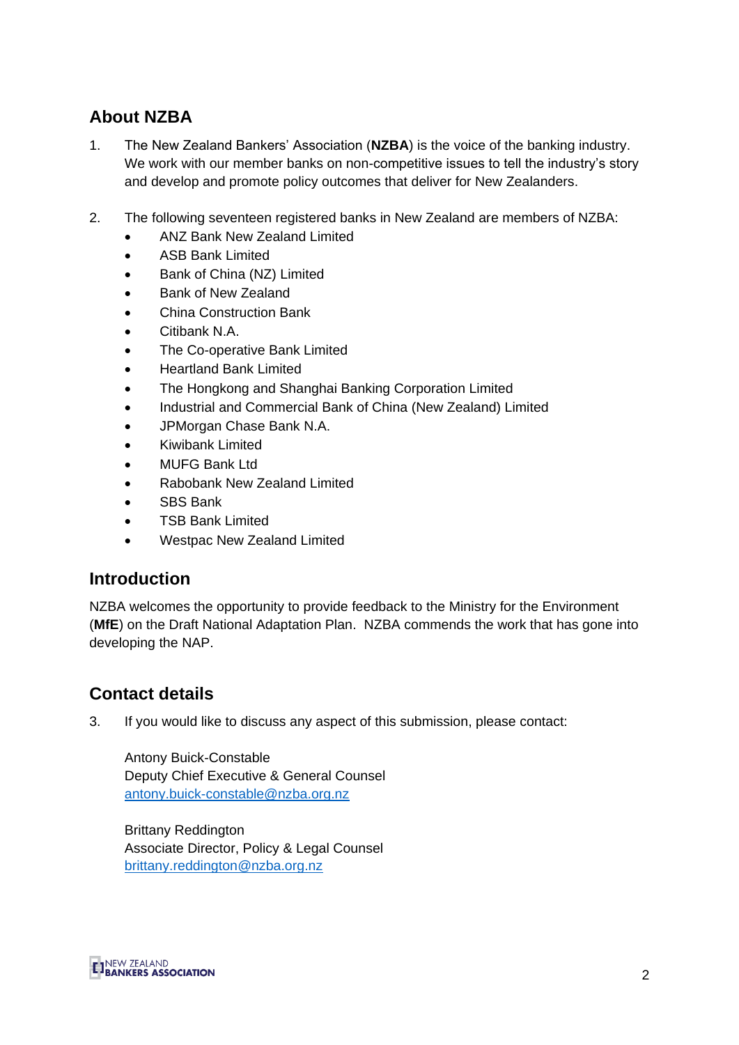## About NZBA

1. The New Zealand Bankers' Association (**NZBA**) is the voice of the banking industry. We work with our member banks on non-competitive issues to tell the industry's story and develop and promote policy outcomes that deliver for New Zealanders.

2. The following seventeen registered banks in New Zealand are members of NZBA:
   - ANZ Bank New Zealand Limited
   - ASB Bank Limited
   - Bank of China (NZ) Limited
   - Bank of New Zealand
   - China Construction Bank
   - Citibank N.A.
   - The Co-operative Bank Limited
   - Heartland Bank Limited
   - The Hongkong and Shanghai Banking Corporation Limited
   - Industrial and Commercial Bank of China (New Zealand) Limited
   - JPMorgan Chase Bank N.A.
   - Kiwibank Limited
   - MUFG Bank Ltd
   - Rabobank New Zealand Limited
   - SBS Bank
   - TSB Bank Limited
   - Westpac New Zealand Limited

## Introduction

NZBA welcomes the opportunity to provide feedback to the Ministry for the Environment (**MfE**) on the Draft National Adaptation Plan. NZBA commends the work that has gone into developing the NAP.

## Contact details

3. If you would like to discuss any aspect of this submission, please contact:

   Antony Buick-Constable
   Deputy Chief Executive & General Counsel
   antony.buick-constable@nzba.org.nz

   Brittany Reddington
   Associate Director, Policy & Legal Counsel
   brittany.reddington@nzba.org.nz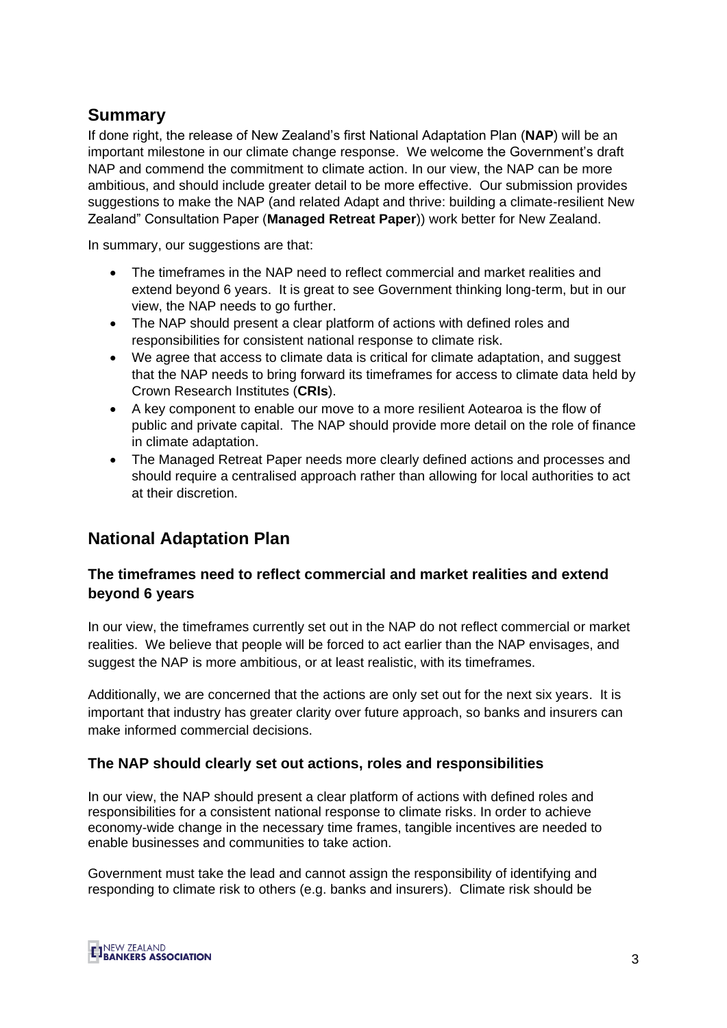## Summary

If done right, the release of New Zealand's first National Adaptation Plan (**NAP**) will be an important milestone in our climate change response. We welcome the Government's draft NAP and commend the commitment to climate action. In our view, the NAP can be more ambitious, and should include greater detail to be more effective. Our submission provides suggestions to make the NAP (and related Adapt and thrive: building a climate-resilient New Zealand" Consultation Paper (**Managed Retreat Paper**)) work better for New Zealand.

In summary, our suggestions are that:

- The timeframes in the NAP need to reflect commercial and market realities and extend beyond 6 years. It is great to see Government thinking long-term, but in our view, the NAP needs to go further.
- The NAP should present a clear platform of actions with defined roles and responsibilities for consistent national response to climate risk.
- We agree that access to climate data is critical for climate adaptation, and suggest that the NAP needs to bring forward its timeframes for access to climate data held by Crown Research Institutes (**CRIs**).
- A key component to enable our move to a more resilient Aotearoa is the flow of public and private capital. The NAP should provide more detail on the role of finance in climate adaptation.
- The Managed Retreat Paper needs more clearly defined actions and processes and should require a centralised approach rather than allowing for local authorities to act at their discretion.

## National Adaptation Plan

### The timeframes need to reflect commercial and market realities and extend beyond 6 years

In our view, the timeframes currently set out in the NAP do not reflect commercial or market realities. We believe that people will be forced to act earlier than the NAP envisages, and suggest the NAP is more ambitious, or at least realistic, with its timeframes.

Additionally, we are concerned that the actions are only set out for the next six years. It is important that industry has greater clarity over future approach, so banks and insurers can make informed commercial decisions.

### The NAP should clearly set out actions, roles and responsibilities

In our view, the NAP should present a clear platform of actions with defined roles and responsibilities for a consistent national response to climate risks. In order to achieve economy-wide change in the necessary time frames, tangible incentives are needed to enable businesses and communities to take action.

Government must take the lead and cannot assign the responsibility of identifying and responding to climate risk to others (e.g. banks and insurers). Climate risk should be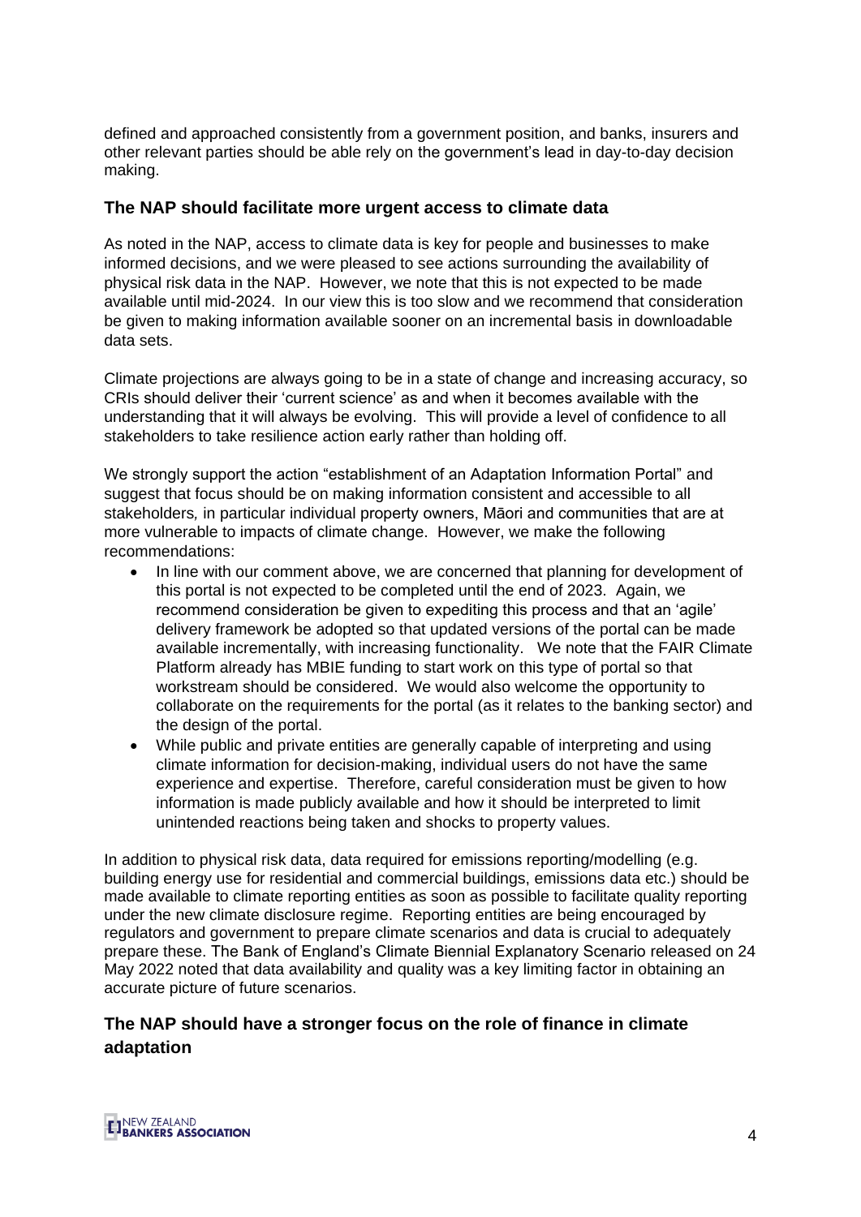defined and approached consistently from a government position, and banks, insurers and other relevant parties should be able rely on the government's lead in day-to-day decision making.

### The NAP should facilitate more urgent access to climate data

As noted in the NAP, access to climate data is key for people and businesses to make informed decisions, and we were pleased to see actions surrounding the availability of physical risk data in the NAP. However, we note that this is not expected to be made available until mid-2024. In our view this is too slow and we recommend that consideration be given to making information available sooner on an incremental basis in downloadable data sets.

Climate projections are always going to be in a state of change and increasing accuracy, so CRIs should deliver their 'current science' as and when it becomes available with the understanding that it will always be evolving. This will provide a level of confidence to all stakeholders to take resilience action early rather than holding off.

We strongly support the action "establishment of an Adaptation Information Portal" and suggest that focus should be on making information consistent and accessible to all stakeholders*,* in particular individual property owners, Māori and communities that are at more vulnerable to impacts of climate change. However, we make the following recommendations:

- In line with our comment above, we are concerned that planning for development of this portal is not expected to be completed until the end of 2023. Again, we recommend consideration be given to expediting this process and that an 'agile' delivery framework be adopted so that updated versions of the portal can be made available incrementally, with increasing functionality. We note that the FAIR Climate Platform already has MBIE funding to start work on this type of portal so that workstream should be considered. We would also welcome the opportunity to collaborate on the requirements for the portal (as it relates to the banking sector) and the design of the portal.
- While public and private entities are generally capable of interpreting and using climate information for decision-making, individual users do not have the same experience and expertise. Therefore, careful consideration must be given to how information is made publicly available and how it should be interpreted to limit unintended reactions being taken and shocks to property values.

In addition to physical risk data, data required for emissions reporting/modelling (e.g. building energy use for residential and commercial buildings, emissions data etc.) should be made available to climate reporting entities as soon as possible to facilitate quality reporting under the new climate disclosure regime. Reporting entities are being encouraged by regulators and government to prepare climate scenarios and data is crucial to adequately prepare these. The Bank of England's Climate Biennial Explanatory Scenario released on 24 May 2022 noted that data availability and quality was a key limiting factor in obtaining an accurate picture of future scenarios.

### The NAP should have a stronger focus on the role of finance in climate adaptation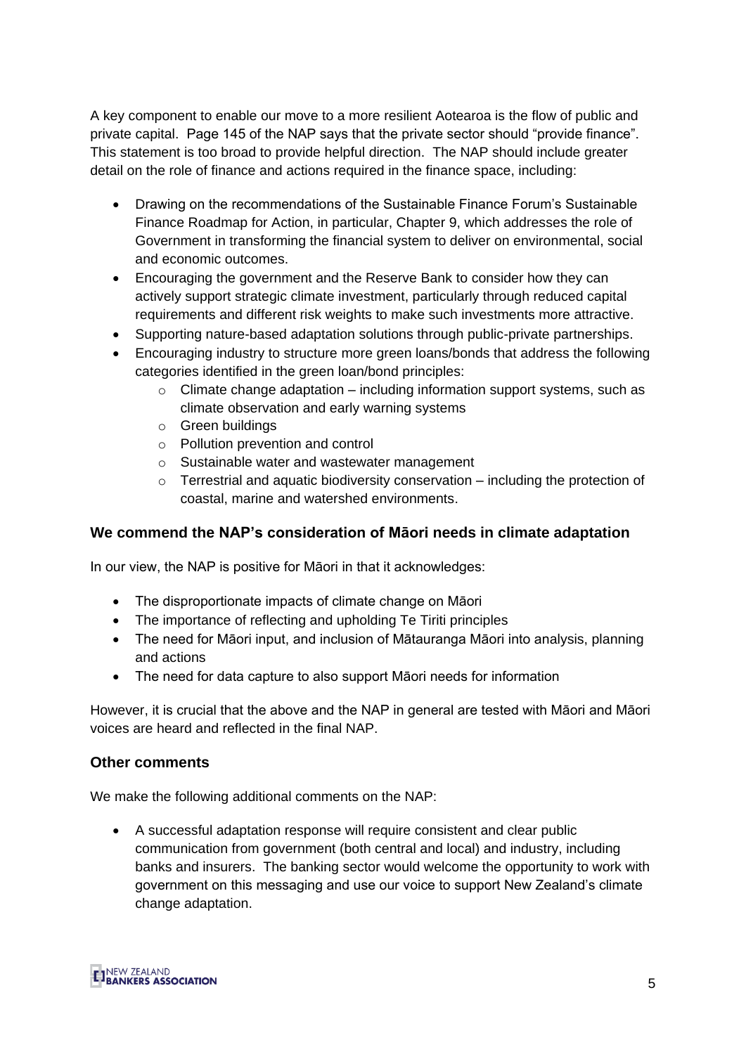A key component to enable our move to a more resilient Aotearoa is the flow of public and private capital. Page 145 of the NAP says that the private sector should "provide finance". This statement is too broad to provide helpful direction. The NAP should include greater detail on the role of finance and actions required in the finance space, including:

- Drawing on the recommendations of the Sustainable Finance Forum's Sustainable Finance Roadmap for Action, in particular, Chapter 9, which addresses the role of Government in transforming the financial system to deliver on environmental, social and economic outcomes.
- Encouraging the government and the Reserve Bank to consider how they can actively support strategic climate investment, particularly through reduced capital requirements and different risk weights to make such investments more attractive.
- Supporting nature-based adaptation solutions through public-private partnerships.
- Encouraging industry to structure more green loans/bonds that address the following categories identified in the green loan/bond principles:
  - Climate change adaptation – including information support systems, such as climate observation and early warning systems
  - Green buildings
  - Pollution prevention and control
  - Sustainable water and wastewater management
  - Terrestrial and aquatic biodiversity conservation – including the protection of coastal, marine and watershed environments.

## We commend the NAP's consideration of Māori needs in climate adaptation

In our view, the NAP is positive for Māori in that it acknowledges:

- The disproportionate impacts of climate change on Māori
- The importance of reflecting and upholding Te Tiriti principles
- The need for Māori input, and inclusion of Mātauranga Māori into analysis, planning and actions
- The need for data capture to also support Māori needs for information

However, it is crucial that the above and the NAP in general are tested with Māori and Māori voices are heard and reflected in the final NAP.

## Other comments

We make the following additional comments on the NAP:

- A successful adaptation response will require consistent and clear public communication from government (both central and local) and industry, including banks and insurers. The banking sector would welcome the opportunity to work with government on this messaging and use our voice to support New Zealand's climate change adaptation.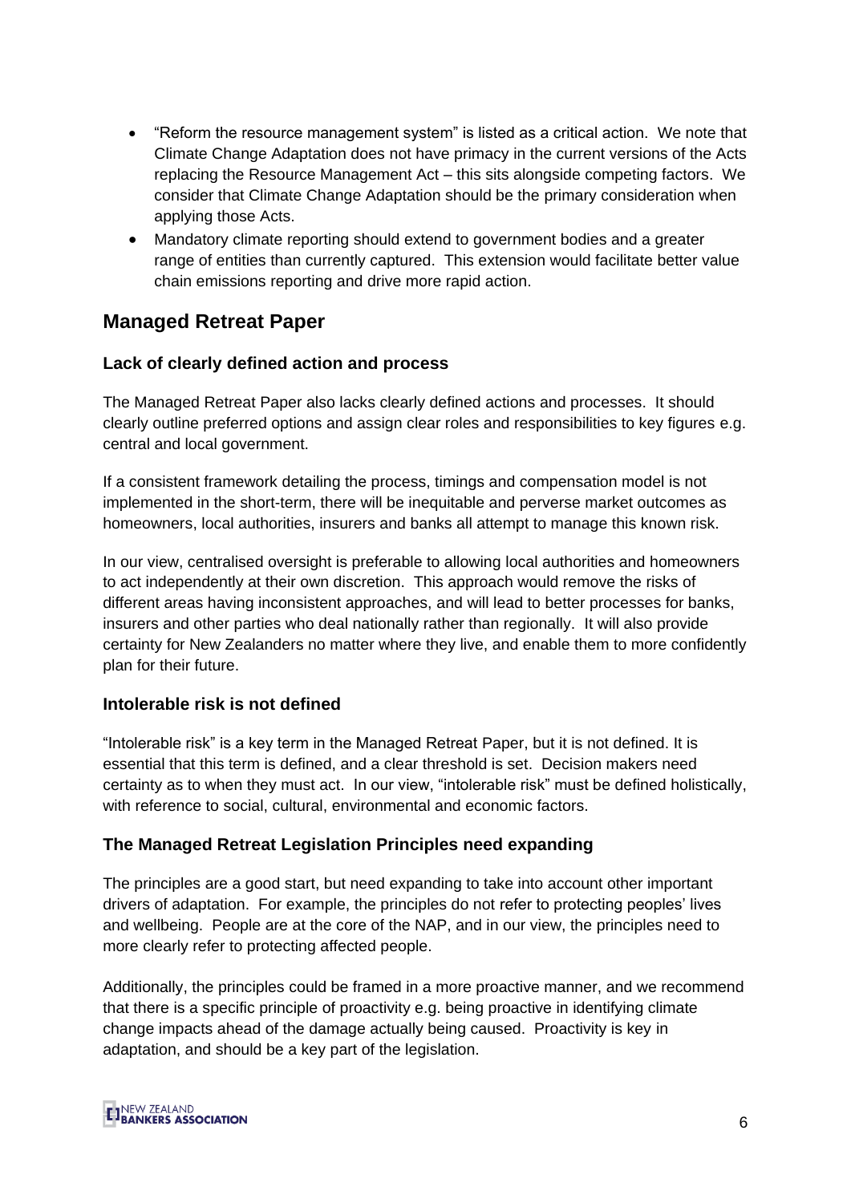- "Reform the resource management system" is listed as a critical action. We note that Climate Change Adaptation does not have primacy in the current versions of the Acts replacing the Resource Management Act – this sits alongside competing factors. We consider that Climate Change Adaptation should be the primary consideration when applying those Acts.
- Mandatory climate reporting should extend to government bodies and a greater range of entities than currently captured. This extension would facilitate better value chain emissions reporting and drive more rapid action.

## Managed Retreat Paper

### Lack of clearly defined action and process

The Managed Retreat Paper also lacks clearly defined actions and processes. It should clearly outline preferred options and assign clear roles and responsibilities to key figures e.g. central and local government.

If a consistent framework detailing the process, timings and compensation model is not implemented in the short-term, there will be inequitable and perverse market outcomes as homeowners, local authorities, insurers and banks all attempt to manage this known risk.

In our view, centralised oversight is preferable to allowing local authorities and homeowners to act independently at their own discretion. This approach would remove the risks of different areas having inconsistent approaches, and will lead to better processes for banks, insurers and other parties who deal nationally rather than regionally. It will also provide certainty for New Zealanders no matter where they live, and enable them to more confidently plan for their future.

### Intolerable risk is not defined

"Intolerable risk" is a key term in the Managed Retreat Paper, but it is not defined. It is essential that this term is defined, and a clear threshold is set. Decision makers need certainty as to when they must act. In our view, "intolerable risk" must be defined holistically, with reference to social, cultural, environmental and economic factors.

### The Managed Retreat Legislation Principles need expanding

The principles are a good start, but need expanding to take into account other important drivers of adaptation. For example, the principles do not refer to protecting peoples' lives and wellbeing. People are at the core of the NAP, and in our view, the principles need to more clearly refer to protecting affected people.

Additionally, the principles could be framed in a more proactive manner, and we recommend that there is a specific principle of proactivity e.g. being proactive in identifying climate change impacts ahead of the damage actually being caused. Proactivity is key in adaptation, and should be a key part of the legislation.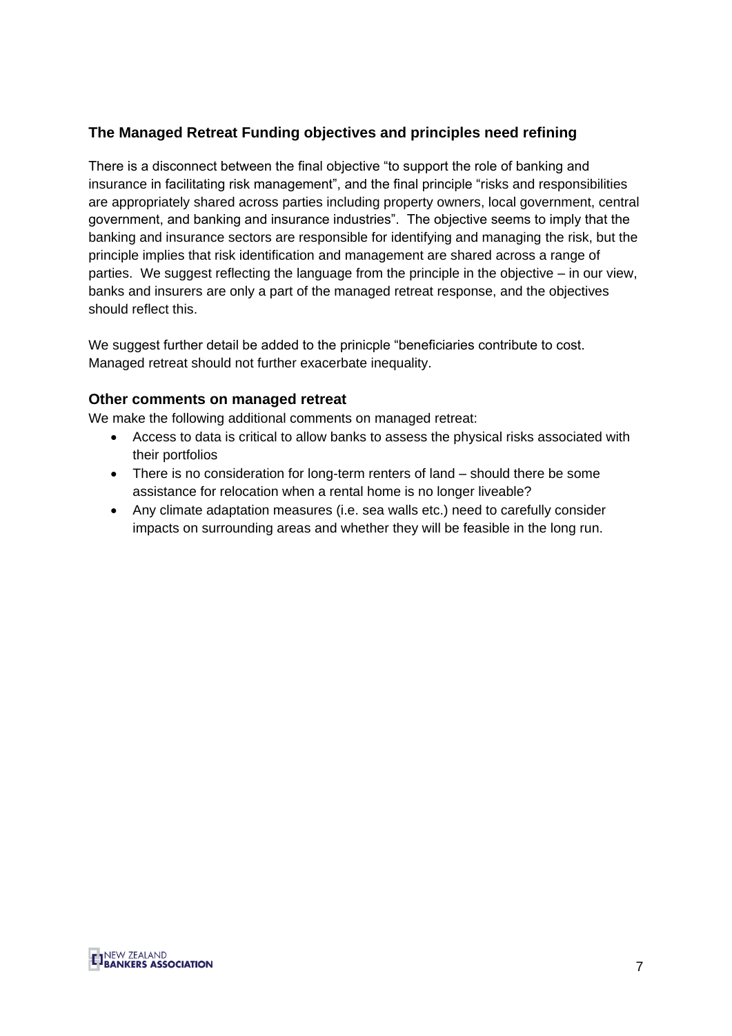### The Managed Retreat Funding objectives and principles need refining

There is a disconnect between the final objective "to support the role of banking and insurance in facilitating risk management", and the final principle "risks and responsibilities are appropriately shared across parties including property owners, local government, central government, and banking and insurance industries". The objective seems to imply that the banking and insurance sectors are responsible for identifying and managing the risk, but the principle implies that risk identification and management are shared across a range of parties. We suggest reflecting the language from the principle in the objective – in our view, banks and insurers are only a part of the managed retreat response, and the objectives should reflect this.

We suggest further detail be added to the prinicple "beneficiaries contribute to cost. Managed retreat should not further exacerbate inequality.

### Other comments on managed retreat

We make the following additional comments on managed retreat:

- Access to data is critical to allow banks to assess the physical risks associated with their portfolios
- There is no consideration for long-term renters of land – should there be some assistance for relocation when a rental home is no longer liveable?
- Any climate adaptation measures (i.e. sea walls etc.) need to carefully consider impacts on surrounding areas and whether they will be feasible in the long run.